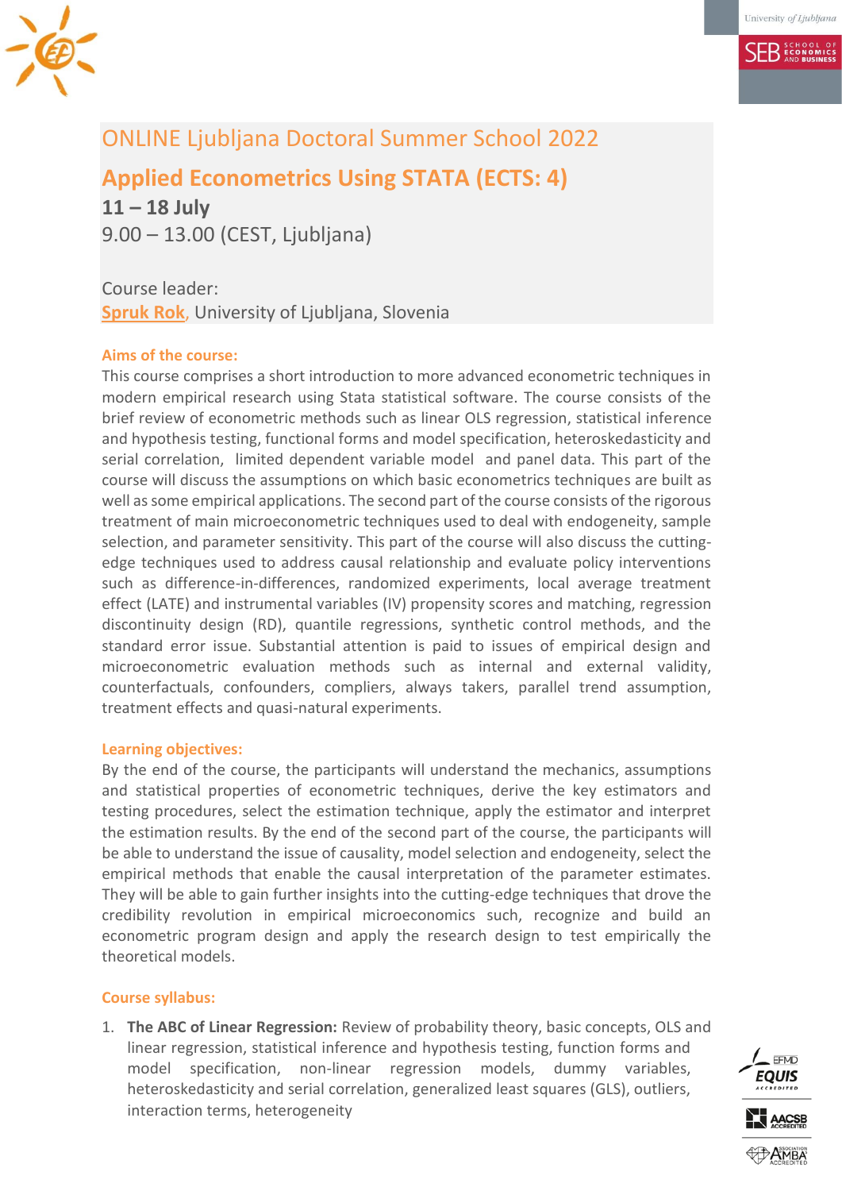# ONLINE Ljubljana Doctoral Summer School 2022

## Applied Econometrics Using STATA (ECTS: 4)

**11 – 18 July**
9.00 – 13.00 (CEST, Ljubljana)

Course leader:
**Spruk Rok**, University of Ljubljana, Slovenia

### Aims of the course:

This course comprises a short introduction to more advanced econometric techniques in modern empirical research using Stata statistical software. The course consists of the brief review of econometric methods such as linear OLS regression, statistical inference and hypothesis testing, functional forms and model specification, heteroskedasticity and serial correlation, limited dependent variable model and panel data. This part of the course will discuss the assumptions on which basic econometrics techniques are built as well as some empirical applications. The second part of the course consists of the rigorous treatment of main microeconometric techniques used to deal with endogeneity, sample selection, and parameter sensitivity. This part of the course will also discuss the cutting-edge techniques used to address causal relationship and evaluate policy interventions such as difference-in-differences, randomized experiments, local average treatment effect (LATE) and instrumental variables (IV) propensity scores and matching, regression discontinuity design (RD), quantile regressions, synthetic control methods, and the standard error issue. Substantial attention is paid to issues of empirical design and microeconometric evaluation methods such as internal and external validity, counterfactuals, confounders, compliers, always takers, parallel trend assumption, treatment effects and quasi-natural experiments.

### Learning objectives:

By the end of the course, the participants will understand the mechanics, assumptions and statistical properties of econometric techniques, derive the key estimators and testing procedures, select the estimation technique, apply the estimator and interpret the estimation results. By the end of the second part of the course, the participants will be able to understand the issue of causality, model selection and endogeneity, select the empirical methods that enable the causal interpretation of the parameter estimates. They will be able to gain further insights into the cutting-edge techniques that drove the credibility revolution in empirical microeconomics such, recognize and build an econometric program design and apply the research design to test empirically the theoretical models.

### Course syllabus:

1. **The ABC of Linear Regression:** Review of probability theory, basic concepts, OLS and linear regression, statistical inference and hypothesis testing, function forms and model specification, non-linear regression models, dummy variables, heteroskedasticity and serial correlation, generalized least squares (GLS), outliers, interaction terms, heterogeneity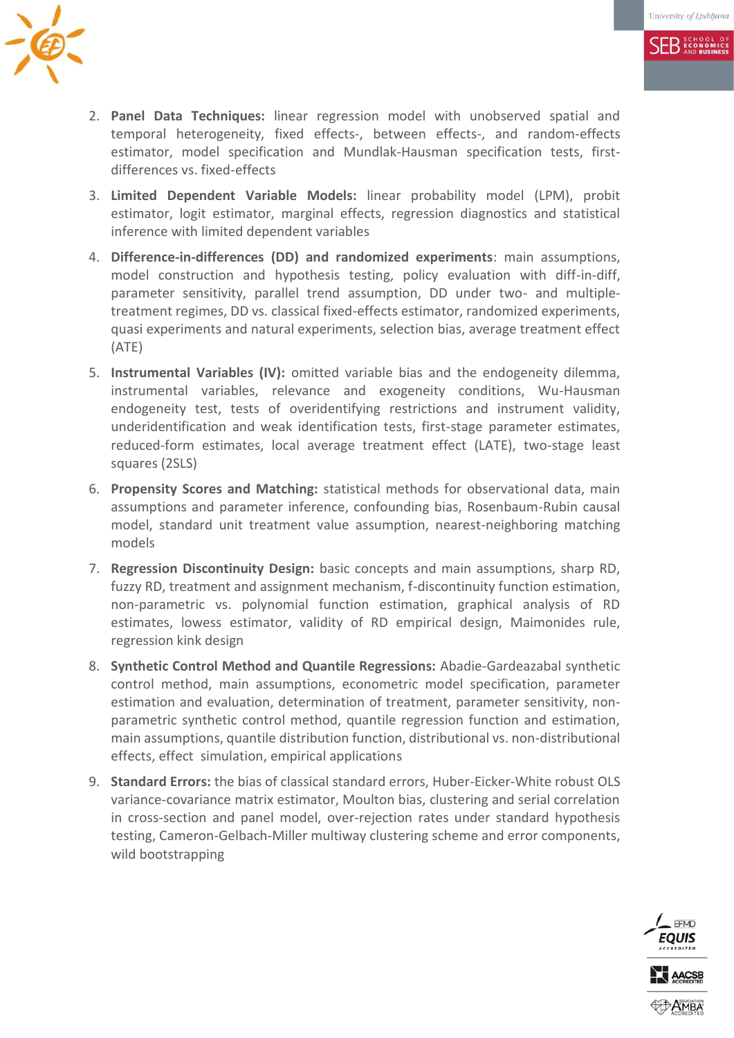2. **Panel Data Techniques:** linear regression model with unobserved spatial and temporal heterogeneity, fixed effects-, between effects-, and random-effects estimator, model specification and Mundlak-Hausman specification tests, first-differences vs. fixed-effects
3. **Limited Dependent Variable Models:** linear probability model (LPM), probit estimator, logit estimator, marginal effects, regression diagnostics and statistical inference with limited dependent variables
4. **Difference-in-differences (DD) and randomized experiments**: main assumptions, model construction and hypothesis testing, policy evaluation with diff-in-diff, parameter sensitivity, parallel trend assumption, DD under two- and multiple-treatment regimes, DD vs. classical fixed-effects estimator, randomized experiments, quasi experiments and natural experiments, selection bias, average treatment effect (ATE)
5. **Instrumental Variables (IV):** omitted variable bias and the endogeneity dilemma, instrumental variables, relevance and exogeneity conditions, Wu-Hausman endogeneity test, tests of overidentifying restrictions and instrument validity, underidentification and weak identification tests, first-stage parameter estimates, reduced-form estimates, local average treatment effect (LATE), two-stage least squares (2SLS)
6. **Propensity Scores and Matching:** statistical methods for observational data, main assumptions and parameter inference, confounding bias, Rosenbaum-Rubin causal model, standard unit treatment value assumption, nearest-neighboring matching models
7. **Regression Discontinuity Design:** basic concepts and main assumptions, sharp RD, fuzzy RD, treatment and assignment mechanism, f-discontinuity function estimation, non-parametric vs. polynomial function estimation, graphical analysis of RD estimates, lowess estimator, validity of RD empirical design, Maimonides rule, regression kink design
8. **Synthetic Control Method and Quantile Regressions:** Abadie-Gardeazabal synthetic control method, main assumptions, econometric model specification, parameter estimation and evaluation, determination of treatment, parameter sensitivity, non-parametric synthetic control method, quantile regression function and estimation, main assumptions, quantile distribution function, distributional vs. non-distributional effects, effect simulation, empirical applications
9. **Standard Errors:** the bias of classical standard errors, Huber-Eicker-White robust OLS variance-covariance matrix estimator, Moulton bias, clustering and serial correlation in cross-section and panel model, over-rejection rates under standard hypothesis testing, Cameron-Gelbach-Miller multiway clustering scheme and error components, wild bootstrapping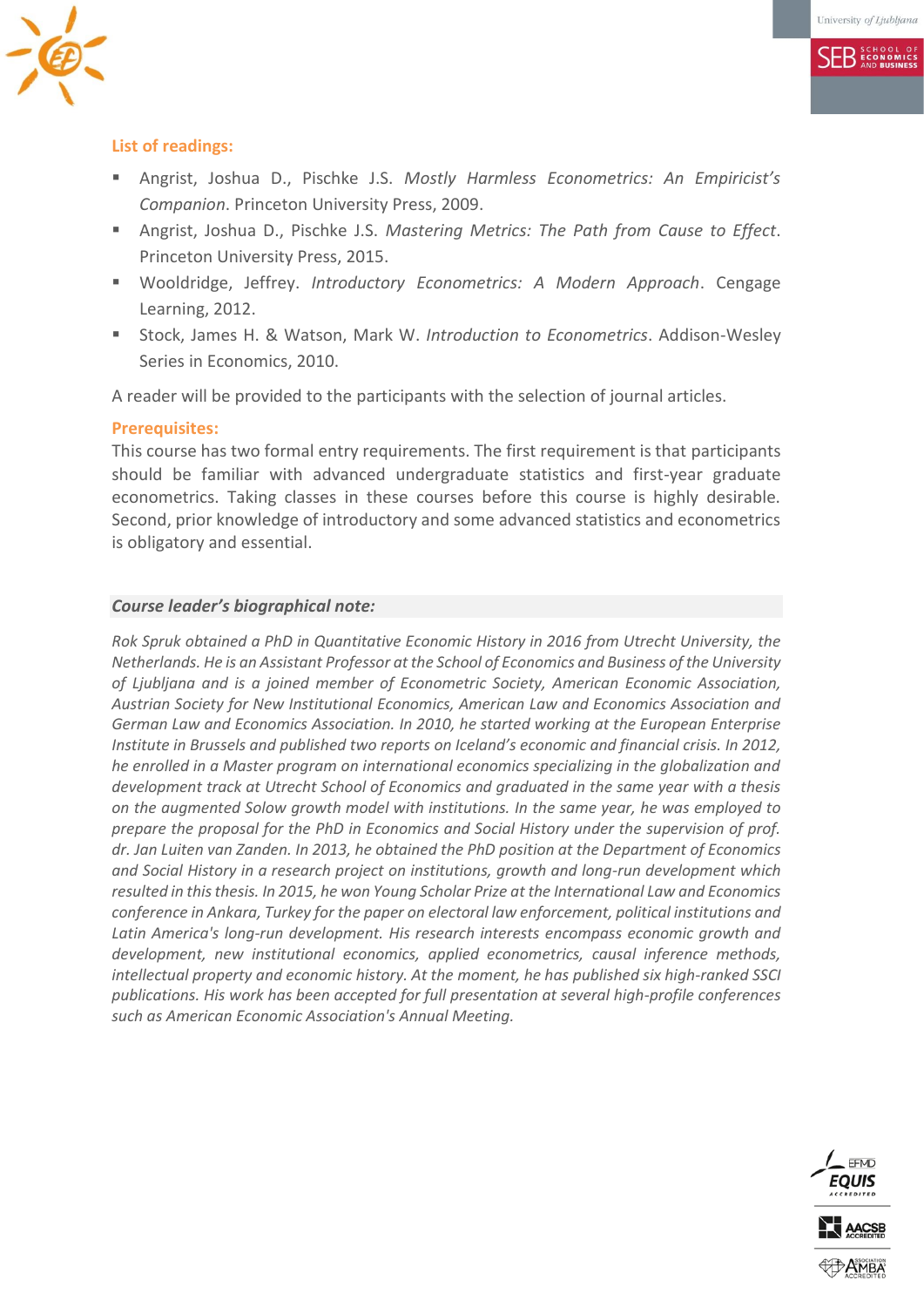### List of readings:

- Angrist, Joshua D., Pischke J.S. *Mostly Harmless Econometrics: An Empiricist's Companion*. Princeton University Press, 2009.
- Angrist, Joshua D., Pischke J.S. *Mastering Metrics: The Path from Cause to Effect*. Princeton University Press, 2015.
- Wooldridge, Jeffrey. *Introductory Econometrics: A Modern Approach*. Cengage Learning, 2012.
- Stock, James H. & Watson, Mark W. *Introduction to Econometrics*. Addison-Wesley Series in Economics, 2010.

A reader will be provided to the participants with the selection of journal articles.

### Prerequisites:

This course has two formal entry requirements. The first requirement is that participants should be familiar with advanced undergraduate statistics and first-year graduate econometrics. Taking classes in these courses before this course is highly desirable. Second, prior knowledge of introductory and some advanced statistics and econometrics is obligatory and essential.

### *Course leader's biographical note:*

*Rok Spruk obtained a PhD in Quantitative Economic History in 2016 from Utrecht University, the Netherlands. He is an Assistant Professor at the School of Economics and Business of the University of Ljubljana and is a joined member of Econometric Society, American Economic Association, Austrian Society for New Institutional Economics, American Law and Economics Association and German Law and Economics Association. In 2010, he started working at the European Enterprise Institute in Brussels and published two reports on Iceland's economic and financial crisis. In 2012, he enrolled in a Master program on international economics specializing in the globalization and development track at Utrecht School of Economics and graduated in the same year with a thesis on the augmented Solow growth model with institutions. In the same year, he was employed to prepare the proposal for the PhD in Economics and Social History under the supervision of prof. dr. Jan Luiten van Zanden. In 2013, he obtained the PhD position at the Department of Economics and Social History in a research project on institutions, growth and long-run development which resulted in this thesis. In 2015, he won Young Scholar Prize at the International Law and Economics conference in Ankara, Turkey for the paper on electoral law enforcement, political institutions and Latin America's long-run development. His research interests encompass economic growth and development, new institutional economics, applied econometrics, causal inference methods, intellectual property and economic history. At the moment, he has published six high-ranked SSCI publications. His work has been accepted for full presentation at several high-profile conferences such as American Economic Association's Annual Meeting.*